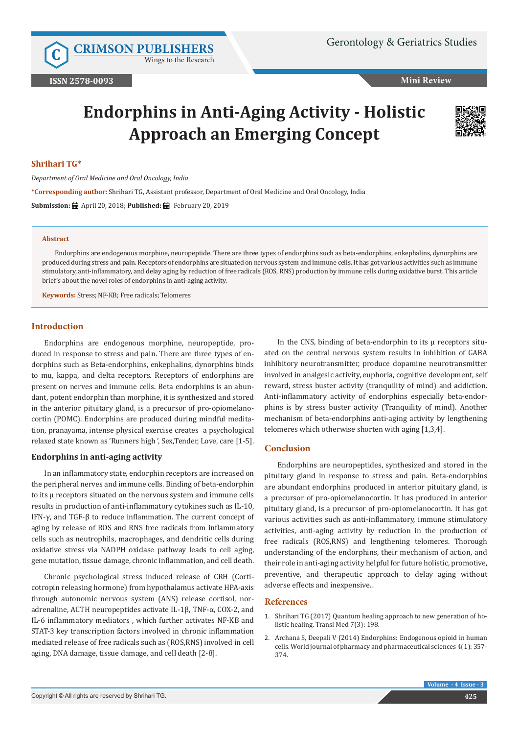# Endorphins in Anti-Aging Activity - Holistic Approach an Emerging Concept

**Shrihari TG***

*Department of Oral Medicine and Oral Oncology, India*

**\*Corresponding author:** Shrihari TG, Assistant professor, Department of Oral Medicine and Oral Oncology, India

**Submission:** April 20, 2018; **Published:** February 20, 2019

### Abstract

Endorphins are endogenous morphine, neuropeptide. There are three types of endorphins such as beta-endorphins, enkephalins, dynorphins are produced during stress and pain. Receptors of endorphins are situated on nervous system and immune cells. It has got various activities such as immune stimulatory, anti-inflammatory, and delay aging by reduction of free radicals (ROS, RNS) production by immune cells during oxidative burst. This article brief's about the novel roles of endorphins in anti-aging activity.

**Keywords:** Stress; NF-KB; Free radicals; Telomeres

## Introduction

Endorphins are endogenous morphine, neuropeptide, produced in response to stress and pain. There are three types of endorphins such as Beta-endorphins, enkephalins, dynorphins binds to mu, kappa, and delta receptors. Receptors of endorphins are present on nerves and immune cells. Beta endorphins is an abundant, potent endorphin than morphine, it is synthesized and stored in the anterior pituitary gland, is a precursor of pro-opiomelanocortin (POMC). Endorphins are produced during mindful meditation, pranayama, intense physical exercise creates a psychological relaxed state known as 'Runners high ', Sex,Tender, Love, care [1-5].

### Endorphins in anti-aging activity

In an inflammatory state, endorphin receptors are increased on the peripheral nerves and immune cells. Binding of beta-endorphin to its μ receptors situated on the nervous system and immune cells results in production of anti-inflammatory cytokines such as IL-10, IFN-γ, and TGF-β to reduce inflammation. The current concept of aging by release of ROS and RNS free radicals from inflammatory cells such as neutrophils, macrophages, and dendritic cells during oxidative stress via NADPH oxidase pathway leads to cell aging, gene mutation, tissue damage, chronic inflammation, and cell death.

Chronic psychological stress induced release of CRH (Corticotropin releasing hormone) from hypothalamus activate HPA-axis through autonomic nervous system (ANS) release cortisol, noradrenaline, ACTH neuropeptides activate IL-1β, TNF-α, COX-2, and IL-6 inflammatory mediators , which further activates NF-KB and STAT-3 key transcription factors involved in chronic inflammation mediated release of free radicals such as (ROS,RNS) involved in cell aging, DNA damage, tissue damage, and cell death [2-8].

In the CNS, binding of beta-endorphin to its μ receptors situated on the central nervous system results in inhibition of GABA inhibitory neurotransmitter, produce dopamine neurotransmitter involved in analgesic activity, euphoria, cognitive development, self reward, stress buster activity (tranquility of mind) and addiction. Anti-inflammatory activity of endorphins especially beta-endorphins is by stress buster activity (Tranquility of mind). Another mechanism of beta-endorphins anti-aging activity by lengthening telomeres which otherwise shorten with aging [1,3,4].

## Conclusion

Endorphins are neuropeptides, synthesized and stored in the pituitary gland in response to stress and pain. Beta-endorphins are abundant endorphins produced in anterior pituitary gland, is a precursor of pro-opiomelanocortin. It has produced in anterior pituitary gland, is a precursor of pro-opiomelanocortin. It has got various activities such as anti-inflammatory, immune stimulatory activities, anti-aging activity by reduction in the production of free radicals (ROS,RNS) and lengthening telomeres. Thorough understanding of the endorphins, their mechanism of action, and their role in anti-aging activity helpful for future holistic, promotive, preventive, and therapeutic approach to delay aging without adverse effects and inexpensive..

## References

1. Shrihari TG (2017) Quantum healing approach to new generation of holistic healing. Transl Med 7(3): 198.
2. Archana S, Deepali V (2014) Endorphins: Endogenous opioid in human cells. World journal of pharmacy and pharmaceutical sciences 4(1): 357-374.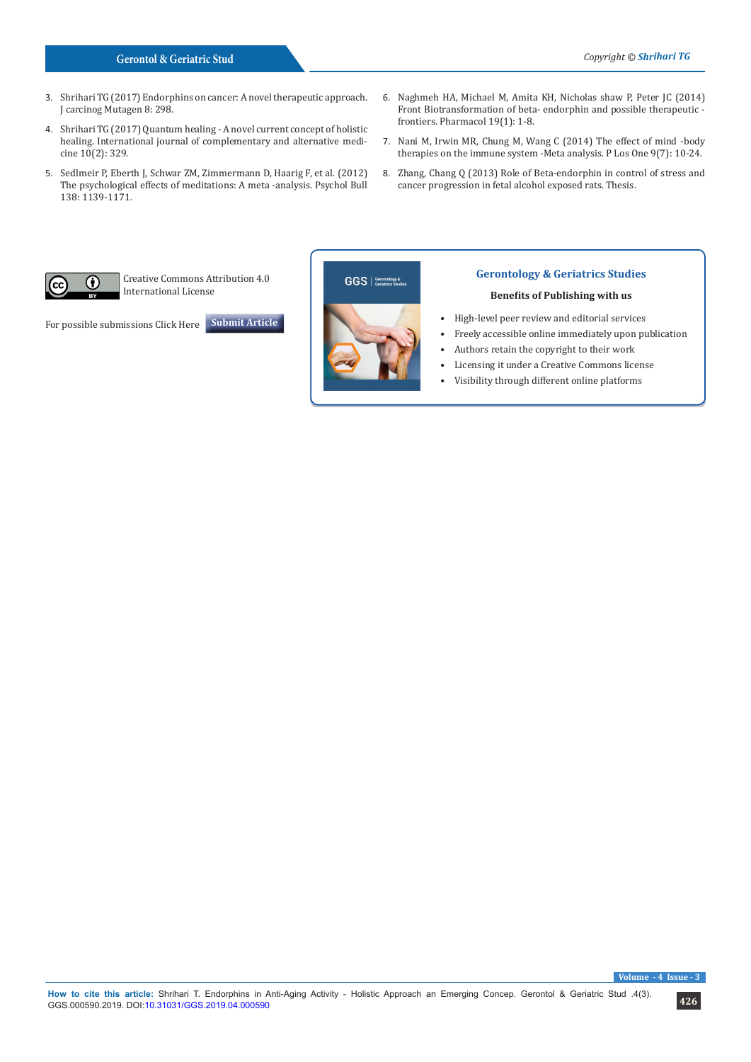3. Shrihari TG (2017) Endorphins on cancer: A novel therapeutic approach. J carcinog Mutagen 8: 298.
4. Shrihari TG (2017) Quantum healing - A novel current concept of holistic healing. International journal of complementary and alternative medicine 10(2): 329.
5. Sedlmeir P, Eberth J, Schwar ZM, Zimmermann D, Haarig F, et al. (2012) The psychological effects of meditations: A meta -analysis. Psychol Bull 138: 1139-1171.
6. Naghmeh HA, Michael M, Amita KH, Nicholas shaw P, Peter JC (2014) Front Biotransformation of beta- endorphin and possible therapeutic - frontiers. Pharmacol 19(1): 1-8.
7. Nani M, Irwin MR, Chung M, Wang C (2014) The effect of mind -body therapies on the immune system -Meta analysis. P Los One 9(7): 10-24.
8. Zhang, Chang Q (2013) Role of Beta-endorphin in control of stress and cancer progression in fetal alcohol exposed rats. Thesis.

Creative Commons Attribution 4.0 International License

For possible submissions Click Here **Submit Article**

### Gerontology & Geriatrics Studies

**Benefits of Publishing with us**

- High-level peer review and editorial services
- Freely accessible online immediately upon publication
- Authors retain the copyright to their work
- Licensing it under a Creative Commons license
- Visibility through different online platforms

**How to cite this article:** Shrihari T. Endorphins in Anti-Aging Activity - Holistic Approach an Emerging Concep. Gerontol & Geriatric Stud .4(3). GGS.000590.2019. DOI:10.31031/GGS.2019.04.000590